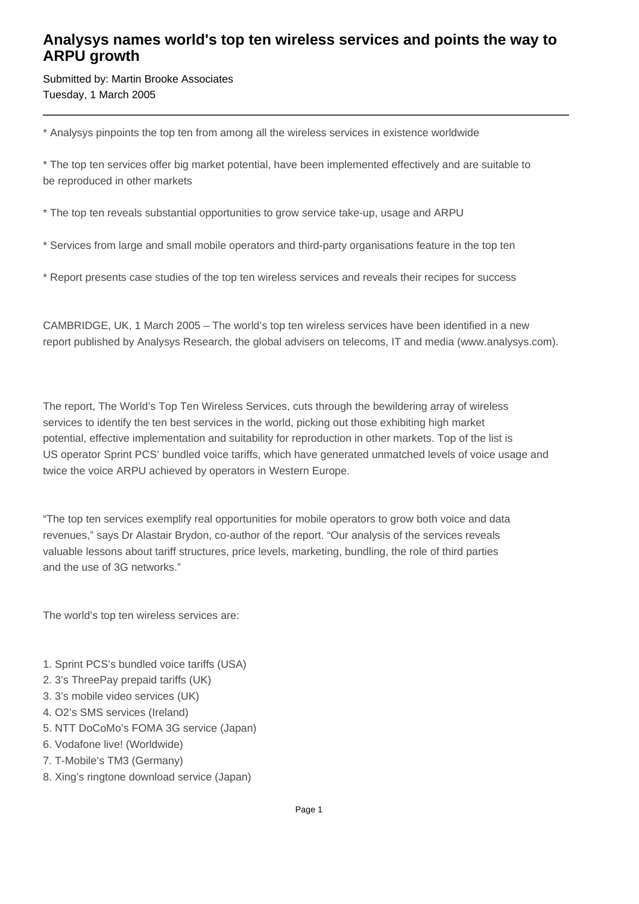# Analysys names world's top ten wireless services and points the way to ARPU growth

Submitted by: Martin Brooke Associates
Tuesday, 1 March 2005

---

* Analysys pinpoints the top ten from among all the wireless services in existence worldwide

* The top ten services offer big market potential, have been implemented effectively and are suitable to be reproduced in other markets

* The top ten reveals substantial opportunities to grow service take-up, usage and ARPU

* Services from large and small mobile operators and third-party organisations feature in the top ten

* Report presents case studies of the top ten wireless services and reveals their recipes for success

CAMBRIDGE, UK, 1 March 2005 – The world's top ten wireless services have been identified in a new report published by Analysys Research, the global advisers on telecoms, IT and media (www.analysys.com).

The report, The World's Top Ten Wireless Services, cuts through the bewildering array of wireless services to identify the ten best services in the world, picking out those exhibiting high market potential, effective implementation and suitability for reproduction in other markets. Top of the list is US operator Sprint PCS' bundled voice tariffs, which have generated unmatched levels of voice usage and twice the voice ARPU achieved by operators in Western Europe.

"The top ten services exemplify real opportunities for mobile operators to grow both voice and data revenues," says Dr Alastair Brydon, co-author of the report. "Our analysis of the services reveals valuable lessons about tariff structures, price levels, marketing, bundling, the role of third parties and the use of 3G networks."

The world's top ten wireless services are:

1. Sprint PCS's bundled voice tariffs (USA)
2. 3's ThreePay prepaid tariffs (UK)
3. 3's mobile video services (UK)
4. O2's SMS services (Ireland)
5. NTT DoCoMo's FOMA 3G service (Japan)
6. Vodafone live! (Worldwide)
7. T-Mobile's TM3 (Germany)
8. Xing's ringtone download service (Japan)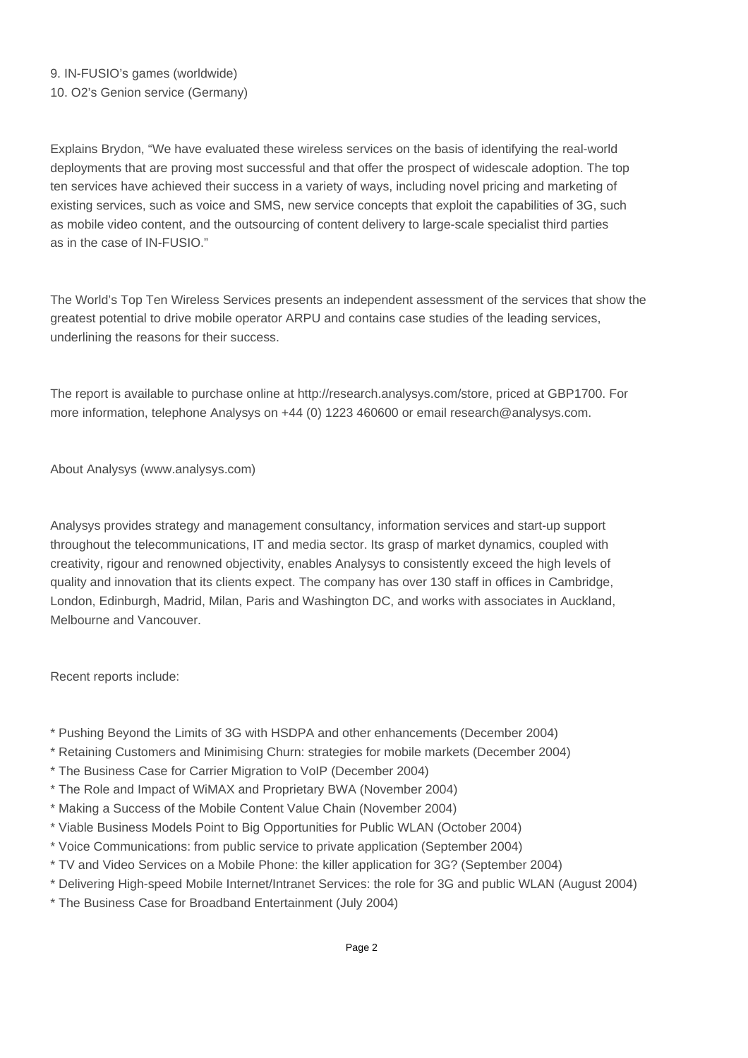9. IN-FUSIO's games (worldwide)
10. O2's Genion service (Germany)

Explains Brydon, "We have evaluated these wireless services on the basis of identifying the real-world deployments that are proving most successful and that offer the prospect of widescale adoption. The top ten services have achieved their success in a variety of ways, including novel pricing and marketing of existing services, such as voice and SMS, new service concepts that exploit the capabilities of 3G, such as mobile video content, and the outsourcing of content delivery to large-scale specialist third parties as in the case of IN-FUSIO."

The World's Top Ten Wireless Services presents an independent assessment of the services that show the greatest potential to drive mobile operator ARPU and contains case studies of the leading services, underlining the reasons for their success.

The report is available to purchase online at http://research.analysys.com/store, priced at GBP1700. For more information, telephone Analysys on +44 (0) 1223 460600 or email research@analysys.com.

About Analysys (www.analysys.com)

Analysys provides strategy and management consultancy, information services and start-up support throughout the telecommunications, IT and media sector. Its grasp of market dynamics, coupled with creativity, rigour and renowned objectivity, enables Analysys to consistently exceed the high levels of quality and innovation that its clients expect. The company has over 130 staff in offices in Cambridge, London, Edinburgh, Madrid, Milan, Paris and Washington DC, and works with associates in Auckland, Melbourne and Vancouver.

Recent reports include:

* Pushing Beyond the Limits of 3G with HSDPA and other enhancements (December 2004)
* Retaining Customers and Minimising Churn: strategies for mobile markets (December 2004)
* The Business Case for Carrier Migration to VoIP (December 2004)
* The Role and Impact of WiMAX and Proprietary BWA (November 2004)
* Making a Success of the Mobile Content Value Chain (November 2004)
* Viable Business Models Point to Big Opportunities for Public WLAN (October 2004)
* Voice Communications: from public service to private application (September 2004)
* TV and Video Services on a Mobile Phone: the killer application for 3G? (September 2004)
* Delivering High-speed Mobile Internet/Intranet Services: the role for 3G and public WLAN (August 2004)
* The Business Case for Broadband Entertainment (July 2004)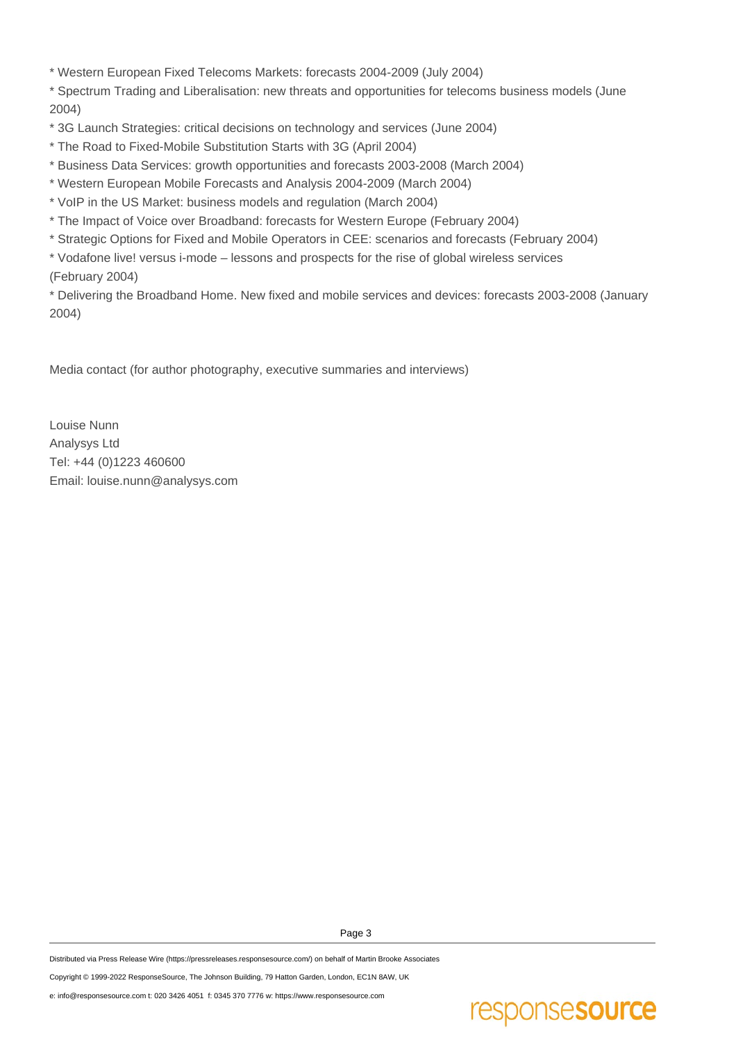* Western European Fixed Telecoms Markets: forecasts 2004-2009 (July 2004)
* Spectrum Trading and Liberalisation: new threats and opportunities for telecoms business models (June 2004)
* 3G Launch Strategies: critical decisions on technology and services (June 2004)
* The Road to Fixed-Mobile Substitution Starts with 3G (April 2004)
* Business Data Services: growth opportunities and forecasts 2003-2008 (March 2004)
* Western European Mobile Forecasts and Analysis 2004-2009 (March 2004)
* VoIP in the US Market: business models and regulation (March 2004)
* The Impact of Voice over Broadband: forecasts for Western Europe (February 2004)
* Strategic Options for Fixed and Mobile Operators in CEE: scenarios and forecasts (February 2004)
* Vodafone live! versus i-mode – lessons and prospects for the rise of global wireless services (February 2004)
* Delivering the Broadband Home. New fixed and mobile services and devices: forecasts 2003-2008 (January 2004)

Media contact (for author photography, executive summaries and interviews)

Louise Nunn
Analysys Ltd
Tel: +44 (0)1223 460600
Email: louise.nunn@analysys.com